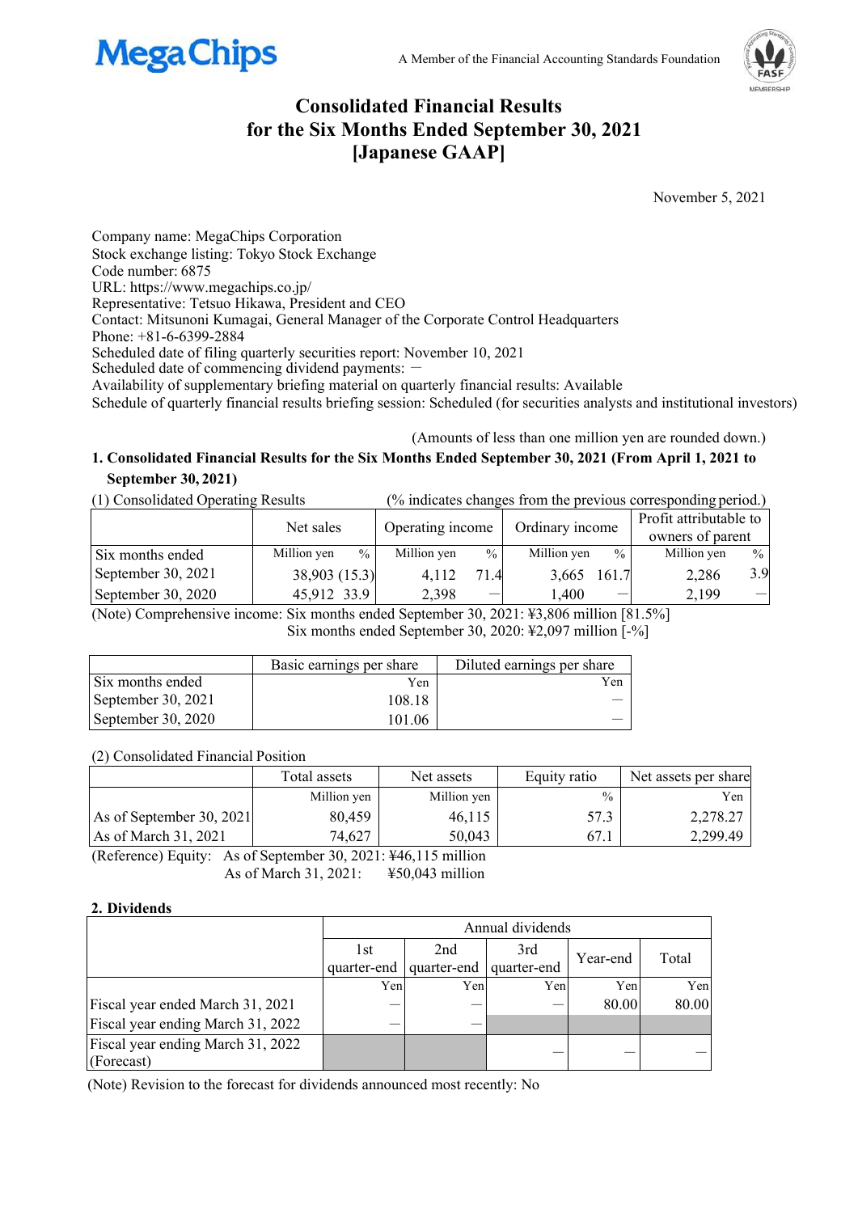MegaChips

A Member of the Financial Accounting Standards Foundation

# Consolidated Financial Results for the Six Months Ended September 30, 2021 [Japanese GAAP]

November 5, 2021

Company name: MegaChips Corporation
Stock exchange listing: Tokyo Stock Exchange
Code number: 6875
URL: https://www.megachips.co.jp/
Representative: Tetsuo Hikawa, President and CEO
Contact: Mitsunori Kumagai, General Manager of the Corporate Control Headquarters
Phone: +81-6-6399-2884
Scheduled date of filing quarterly securities report: November 10, 2021
Scheduled date of commencing dividend payments: －
Availability of supplementary briefing material on quarterly financial results: Available
Schedule of quarterly financial results briefing session: Scheduled (for securities analysts and institutional investors)

(Amounts of less than one million yen are rounded down.)

## 1. Consolidated Financial Results for the Six Months Ended September 30, 2021 (From April 1, 2021 to September 30, 2021)

(1) Consolidated Operating Results (% indicates changes from the previous corresponding period.)

| | Net sales | | Operating income | | Ordinary income | | Profit attributable to owners of parent | |
|---|---|---|---|---|---|---|---|---|
| Six months ended | Million yen | % | Million yen | % | Million yen | % | Million yen | % |
| September 30, 2021 | 38,903 | (15.3) | 4,112 | 71.4 | 3,665 | 161.7 | 2,286 | 3.9 |
| September 30, 2020 | 45,912 | 33.9 | 2,398 | － | 1,400 | － | 2,199 | － |

(Note) Comprehensive income: Six months ended September 30, 2021: ¥3,806 million [81.5%]
Six months ended September 30, 2020: ¥2,097 million [-%]

| | Basic earnings per share | Diluted earnings per share |
|---|---|---|
| Six months ended | Yen | Yen |
| September 30, 2021 | 108.18 | － |
| September 30, 2020 | 101.06 | － |

(2) Consolidated Financial Position

| | Total assets | Net assets | Equity ratio | Net assets per share |
|---|---|---|---|---|
| | Million yen | Million yen | % | Yen |
| As of September 30, 2021 | 80,459 | 46,115 | 57.3 | 2,278.27 |
| As of March 31, 2021 | 74,627 | 50,043 | 67.1 | 2,299.49 |

(Reference) Equity: As of September 30, 2021: ¥46,115 million
As of March 31, 2021: ¥50,043 million

## 2. Dividends

| | Annual dividends | | | | |
|---|---|---|---|---|---|
| | 1st quarter-end | 2nd quarter-end | 3rd quarter-end | Year-end | Total |
| | Yen | Yen | Yen | Yen | Yen |
| Fiscal year ended March 31, 2021 | － | － | － | 80.00 | 80.00 |
| Fiscal year ending March 31, 2022 | － | － | | | |
| Fiscal year ending March 31, 2022 (Forecast) | | | － | － | － |

(Note) Revision to the forecast for dividends announced most recently: No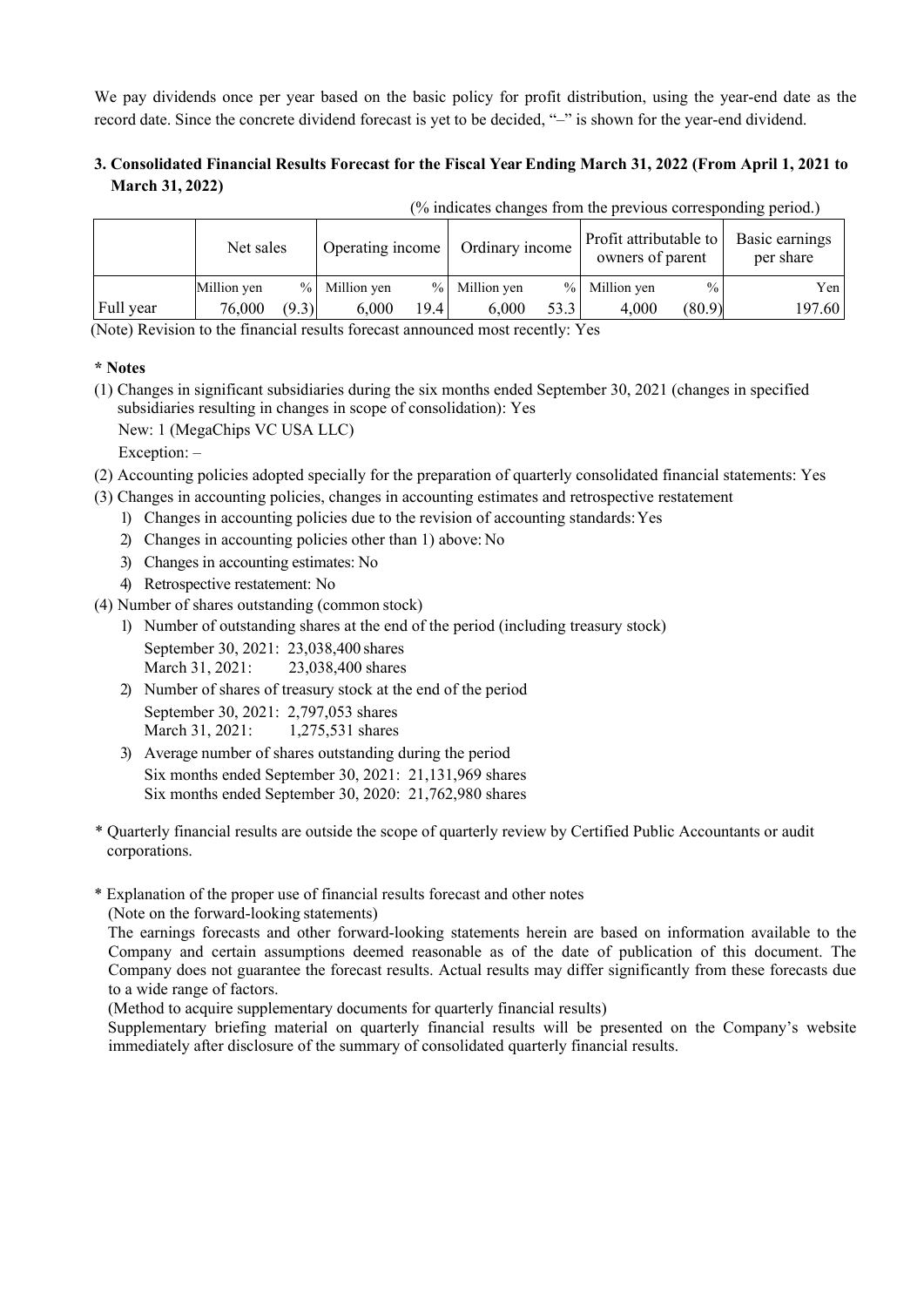We pay dividends once per year based on the basic policy for profit distribution, using the year-end date as the record date. Since the concrete dividend forecast is yet to be decided, "–" is shown for the year-end dividend.

### 3. Consolidated Financial Results Forecast for the Fiscal Year Ending March 31, 2022 (From April 1, 2021 to March 31, 2022)

(% indicates changes from the previous corresponding period.)

| | Net sales | | Operating income | | Ordinary income | | Profit attributable to owners of parent | | Basic earnings per share |
|---|---|---|---|---|---|---|---|---|---|
| | Million yen | % | Million yen | % | Million yen | % | Million yen | % | Yen |
| Full year | 76,000 | (9.3) | 6,000 | 19.4 | 6,000 | 53.3 | 4,000 | (80.9) | 197.60 |

(Note) Revision to the financial results forecast announced most recently: Yes

**\* Notes**

(1) Changes in significant subsidiaries during the six months ended September 30, 2021 (changes in specified subsidiaries resulting in changes in scope of consolidation): Yes

New: 1 (MegaChips VC USA LLC)

Exception: –

(2) Accounting policies adopted specially for the preparation of quarterly consolidated financial statements: Yes

(3) Changes in accounting policies, changes in accounting estimates and retrospective restatement

1) Changes in accounting policies due to the revision of accounting standards: Yes
2) Changes in accounting policies other than 1) above: No
3) Changes in accounting estimates: No
4) Retrospective restatement: No

(4) Number of shares outstanding (common stock)

1) Number of outstanding shares at the end of the period (including treasury stock)
   September 30, 2021: 23,038,400 shares
   March 31, 2021: 23,038,400 shares
2) Number of shares of treasury stock at the end of the period
   September 30, 2021: 2,797,053 shares
   March 31, 2021: 1,275,531 shares
3) Average number of shares outstanding during the period
   Six months ended September 30, 2021: 21,131,969 shares
   Six months ended September 30, 2020: 21,762,980 shares

\* Quarterly financial results are outside the scope of quarterly review by Certified Public Accountants or audit corporations.

\* Explanation of the proper use of financial results forecast and other notes

(Note on the forward-looking statements)

The earnings forecasts and other forward-looking statements herein are based on information available to the Company and certain assumptions deemed reasonable as of the date of publication of this document. The Company does not guarantee the forecast results. Actual results may differ significantly from these forecasts due to a wide range of factors.

(Method to acquire supplementary documents for quarterly financial results)

Supplementary briefing material on quarterly financial results will be presented on the Company's website immediately after disclosure of the summary of consolidated quarterly financial results.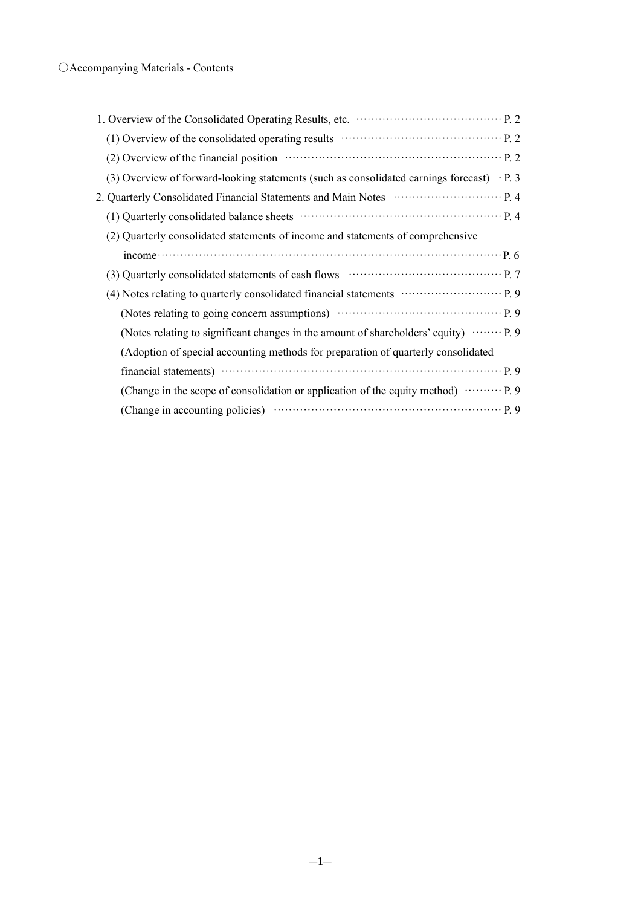〇Accompanying Materials - Contents

1. Overview of the Consolidated Operating Results, etc. ・・・・・・・・・・・・・・・・・・・・・・・・・・・・・・・・・・・・・・ P. 2
   (1) Overview of the consolidated operating results ・・・・・・・・・・・・・・・・・・・・・・・・・・・・・・・・・・・・・・・・・・・ P. 2
   (2) Overview of the financial position ・・・・・・・・・・・・・・・・・・・・・・・・・・・・・・・・・・・・・・・・・・・・・・・・・・・・・・・・ P. 2
   (3) Overview of forward-looking statements (such as consolidated earnings forecast) ・P. 3
2. Quarterly Consolidated Financial Statements and Main Notes ・・・・・・・・・・・・・・・・・・・・・・・・・・・・ P. 4
   (1) Quarterly consolidated balance sheets ・・・・・・・・・・・・・・・・・・・・・・・・・・・・・・・・・・・・・・・・・・・・・・・・・・・・ P. 4
   (2) Quarterly consolidated statements of income and statements of comprehensive income・・・・・・・・・・・・・・・・・・・・・・・・・・・・・・・・・・・・・・・・・・・・・・・・・・・・・・・・・・・・・・・・・・・・・・・・・・・・・・・・・P. 6
   (3) Quarterly consolidated statements of cash flows ・・・・・・・・・・・・・・・・・・・・・・・・・・・・・・・・・・・・・・・・・・ P. 7
   (4) Notes relating to quarterly consolidated financial statements ・・・・・・・・・・・・・・・・・・・・・・・・・・・ P. 9
      (Notes relating to going concern assumptions) ・・・・・・・・・・・・・・・・・・・・・・・・・・・・・・・・・・・・・・・・・・・・ P. 9
      (Notes relating to significant changes in the amount of shareholders' equity) ・・・・・・・・ P. 9
      (Adoption of special accounting methods for preparation of quarterly consolidated financial statements) ・・・・・・・・・・・・・・・・・・・・・・・・・・・・・・・・・・・・・・・・・・・・・・・・・・・・・・・・・・・・・・・・・・・・・・・・・・ P. 9
      (Change in the scope of consolidation or application of the equity method) ・・・・・・・・・・ P. 9
      (Change in accounting policies) ・・・・・・・・・・・・・・・・・・・・・・・・・・・・・・・・・・・・・・・・・・・・・・・・・・・・・・・・・・・・ P. 9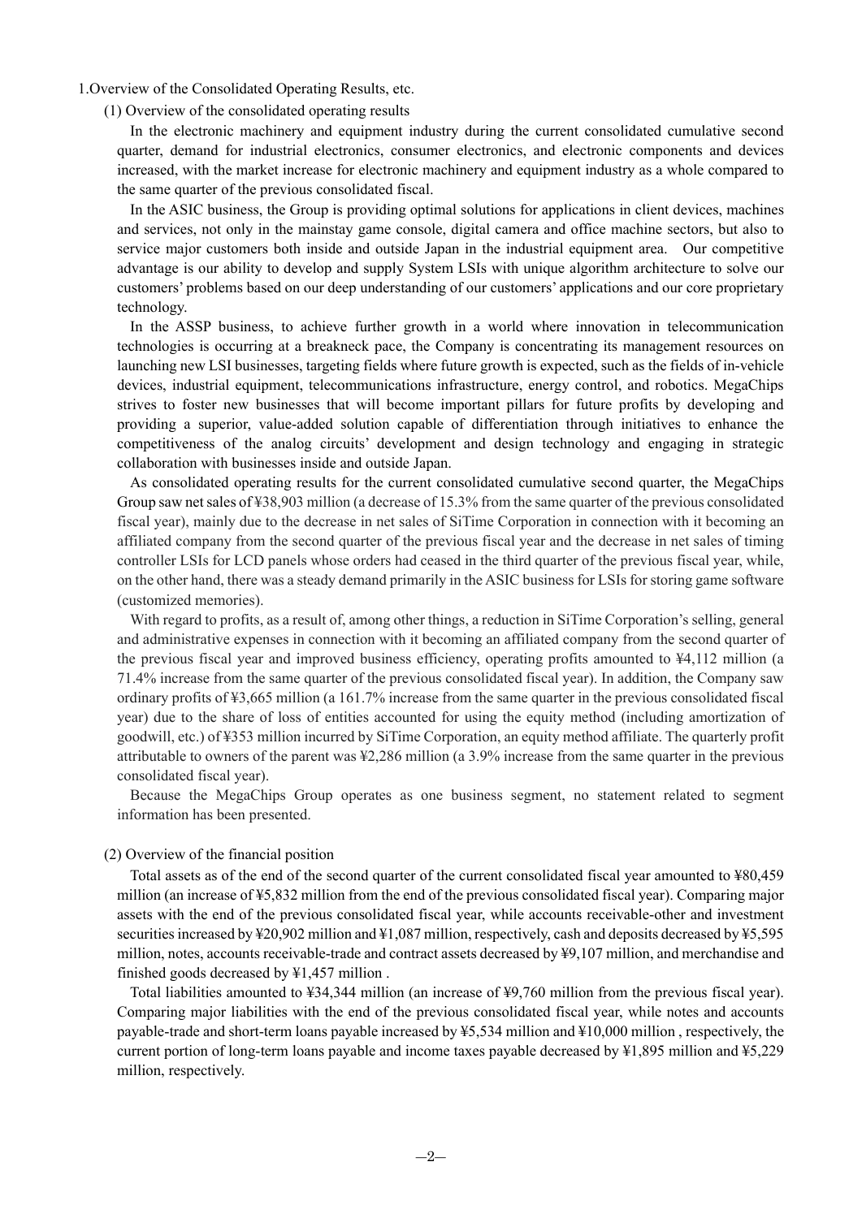# 1.Overview of the Consolidated Operating Results, etc.

## (1) Overview of the consolidated operating results

In the electronic machinery and equipment industry during the current consolidated cumulative second quarter, demand for industrial electronics, consumer electronics, and electronic components and devices increased, with the market increase for electronic machinery and equipment industry as a whole compared to the same quarter of the previous consolidated fiscal.

In the ASIC business, the Group is providing optimal solutions for applications in client devices, machines and services, not only in the mainstay game console, digital camera and office machine sectors, but also to service major customers both inside and outside Japan in the industrial equipment area. Our competitive advantage is our ability to develop and supply System LSIs with unique algorithm architecture to solve our customers' problems based on our deep understanding of our customers' applications and our core proprietary technology.

In the ASSP business, to achieve further growth in a world where innovation in telecommunication technologies is occurring at a breakneck pace, the Company is concentrating its management resources on launching new LSI businesses, targeting fields where future growth is expected, such as the fields of in-vehicle devices, industrial equipment, telecommunications infrastructure, energy control, and robotics. MegaChips strives to foster new businesses that will become important pillars for future profits by developing and providing a superior, value-added solution capable of differentiation through initiatives to enhance the competitiveness of the analog circuits' development and design technology and engaging in strategic collaboration with businesses inside and outside Japan.

As consolidated operating results for the current consolidated cumulative second quarter, the MegaChips Group saw net sales of ¥38,903 million (a decrease of 15.3% from the same quarter of the previous consolidated fiscal year), mainly due to the decrease in net sales of SiTime Corporation in connection with it becoming an affiliated company from the second quarter of the previous fiscal year and the decrease in net sales of timing controller LSIs for LCD panels whose orders had ceased in the third quarter of the previous fiscal year, while, on the other hand, there was a steady demand primarily in the ASIC business for LSIs for storing game software (customized memories).

With regard to profits, as a result of, among other things, a reduction in SiTime Corporation's selling, general and administrative expenses in connection with it becoming an affiliated company from the second quarter of the previous fiscal year and improved business efficiency, operating profits amounted to ¥4,112 million (a 71.4% increase from the same quarter of the previous consolidated fiscal year). In addition, the Company saw ordinary profits of ¥3,665 million (a 161.7% increase from the same quarter in the previous consolidated fiscal year) due to the share of loss of entities accounted for using the equity method (including amortization of goodwill, etc.) of ¥353 million incurred by SiTime Corporation, an equity method affiliate. The quarterly profit attributable to owners of the parent was ¥2,286 million (a 3.9% increase from the same quarter in the previous consolidated fiscal year).

Because the MegaChips Group operates as one business segment, no statement related to segment information has been presented.

## (2) Overview of the financial position

Total assets as of the end of the second quarter of the current consolidated fiscal year amounted to ¥80,459 million (an increase of ¥5,832 million from the end of the previous consolidated fiscal year). Comparing major assets with the end of the previous consolidated fiscal year, while accounts receivable-other and investment securities increased by ¥20,902 million and ¥1,087 million, respectively, cash and deposits decreased by ¥5,595 million, notes, accounts receivable-trade and contract assets decreased by ¥9,107 million, and merchandise and finished goods decreased by ¥1,457 million .

Total liabilities amounted to ¥34,344 million (an increase of ¥9,760 million from the previous fiscal year). Comparing major liabilities with the end of the previous consolidated fiscal year, while notes and accounts payable-trade and short-term loans payable increased by ¥5,534 million and ¥10,000 million , respectively, the current portion of long-term loans payable and income taxes payable decreased by ¥1,895 million and ¥5,229 million, respectively.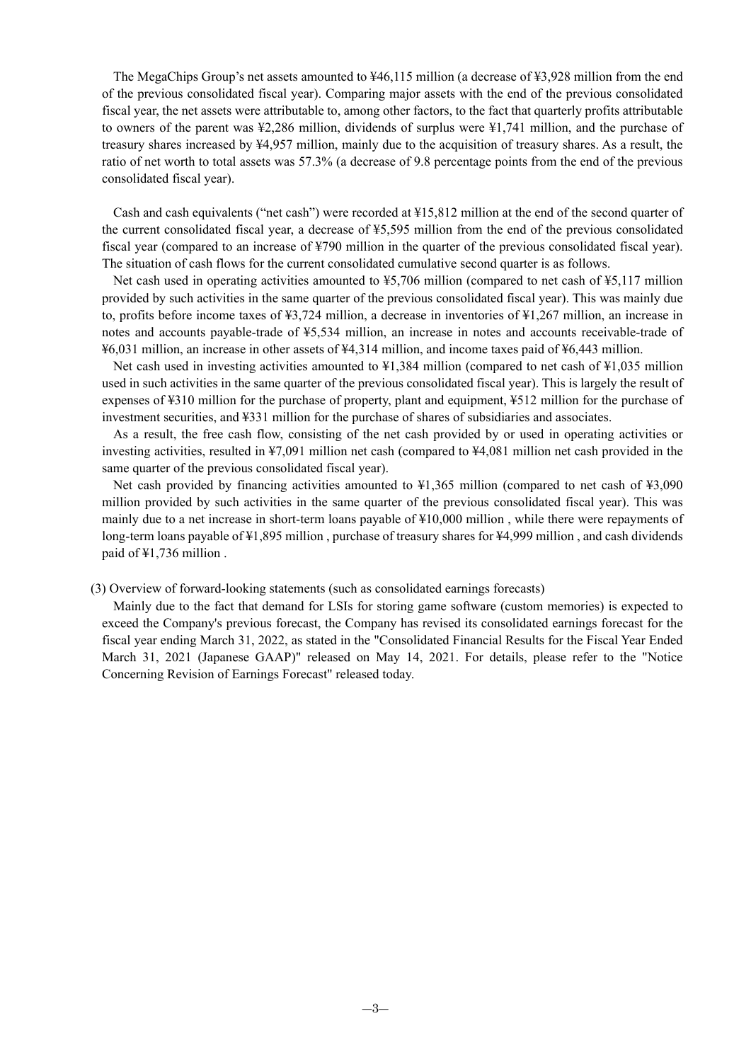The MegaChips Group's net assets amounted to ¥46,115 million (a decrease of ¥3,928 million from the end of the previous consolidated fiscal year). Comparing major assets with the end of the previous consolidated fiscal year, the net assets were attributable to, among other factors, to the fact that quarterly profits attributable to owners of the parent was ¥2,286 million, dividends of surplus were ¥1,741 million, and the purchase of treasury shares increased by ¥4,957 million, mainly due to the acquisition of treasury shares. As a result, the ratio of net worth to total assets was 57.3% (a decrease of 9.8 percentage points from the end of the previous consolidated fiscal year).

Cash and cash equivalents ("net cash") were recorded at ¥15,812 million at the end of the second quarter of the current consolidated fiscal year, a decrease of ¥5,595 million from the end of the previous consolidated fiscal year (compared to an increase of ¥790 million in the quarter of the previous consolidated fiscal year). The situation of cash flows for the current consolidated cumulative second quarter is as follows.

Net cash used in operating activities amounted to ¥5,706 million (compared to net cash of ¥5,117 million provided by such activities in the same quarter of the previous consolidated fiscal year). This was mainly due to, profits before income taxes of ¥3,724 million, a decrease in inventories of ¥1,267 million, an increase in notes and accounts payable-trade of ¥5,534 million, an increase in notes and accounts receivable-trade of ¥6,031 million, an increase in other assets of ¥4,314 million, and income taxes paid of ¥6,443 million.

Net cash used in investing activities amounted to ¥1,384 million (compared to net cash of ¥1,035 million used in such activities in the same quarter of the previous consolidated fiscal year). This is largely the result of expenses of ¥310 million for the purchase of property, plant and equipment, ¥512 million for the purchase of investment securities, and ¥331 million for the purchase of shares of subsidiaries and associates.

As a result, the free cash flow, consisting of the net cash provided by or used in operating activities or investing activities, resulted in ¥7,091 million net cash (compared to ¥4,081 million net cash provided in the same quarter of the previous consolidated fiscal year).

Net cash provided by financing activities amounted to ¥1,365 million (compared to net cash of ¥3,090 million provided by such activities in the same quarter of the previous consolidated fiscal year). This was mainly due to a net increase in short-term loans payable of ¥10,000 million , while there were repayments of long-term loans payable of ¥1,895 million , purchase of treasury shares for ¥4,999 million , and cash dividends paid of ¥1,736 million .

(3) Overview of forward-looking statements (such as consolidated earnings forecasts)

Mainly due to the fact that demand for LSIs for storing game software (custom memories) is expected to exceed the Company's previous forecast, the Company has revised its consolidated earnings forecast for the fiscal year ending March 31, 2022, as stated in the "Consolidated Financial Results for the Fiscal Year Ended March 31, 2021 (Japanese GAAP)" released on May 14, 2021. For details, please refer to the "Notice Concerning Revision of Earnings Forecast" released today.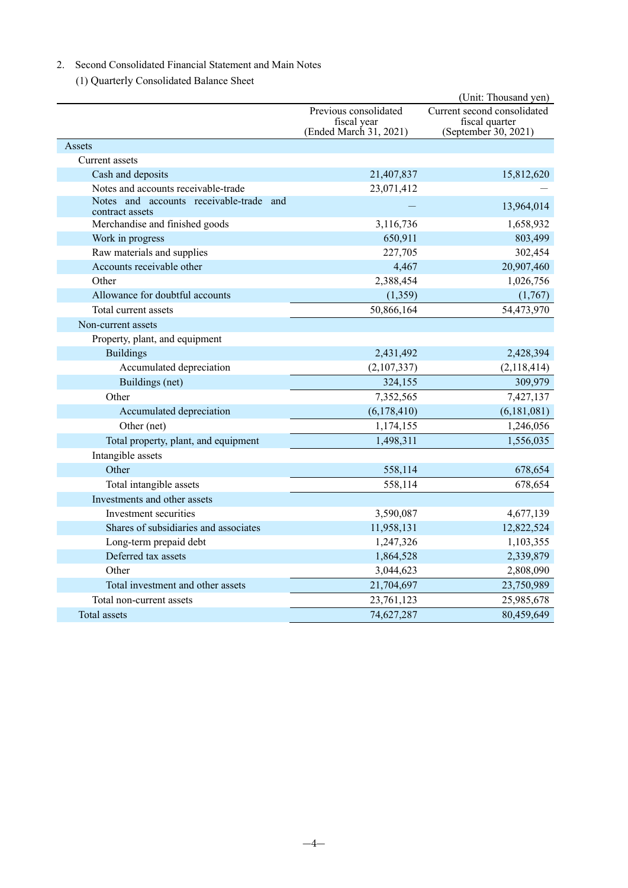2. Second Consolidated Financial Statement and Main Notes

(1) Quarterly Consolidated Balance Sheet

(Unit: Thousand yen)

| | Previous consolidated fiscal year (Ended March 31, 2021) | Current second consolidated fiscal quarter (September 30, 2021) |
|---|---|---|
| Assets | | |
| Current assets | | |
| Cash and deposits | 21,407,837 | 15,812,620 |
| Notes and accounts receivable-trade | 23,071,412 | — |
| Notes and accounts receivable-trade and contract assets | — | 13,964,014 |
| Merchandise and finished goods | 3,116,736 | 1,658,932 |
| Work in progress | 650,911 | 803,499 |
| Raw materials and supplies | 227,705 | 302,454 |
| Accounts receivable other | 4,467 | 20,907,460 |
| Other | 2,388,454 | 1,026,756 |
| Allowance for doubtful accounts | (1,359) | (1,767) |
| Total current assets | 50,866,164 | 54,473,970 |
| Non-current assets | | |
| Property, plant, and equipment | | |
| Buildings | 2,431,492 | 2,428,394 |
| Accumulated depreciation | (2,107,337) | (2,118,414) |
| Buildings (net) | 324,155 | 309,979 |
| Other | 7,352,565 | 7,427,137 |
| Accumulated depreciation | (6,178,410) | (6,181,081) |
| Other (net) | 1,174,155 | 1,246,056 |
| Total property, plant, and equipment | 1,498,311 | 1,556,035 |
| Intangible assets | | |
| Other | 558,114 | 678,654 |
| Total intangible assets | 558,114 | 678,654 |
| Investments and other assets | | |
| Investment securities | 3,590,087 | 4,677,139 |
| Shares of subsidiaries and associates | 11,958,131 | 12,822,524 |
| Long-term prepaid debt | 1,247,326 | 1,103,355 |
| Deferred tax assets | 1,864,528 | 2,339,879 |
| Other | 3,044,623 | 2,808,090 |
| Total investment and other assets | 21,704,697 | 23,750,989 |
| Total non-current assets | 23,761,123 | 25,985,678 |
| Total assets | 74,627,287 | 80,459,649 |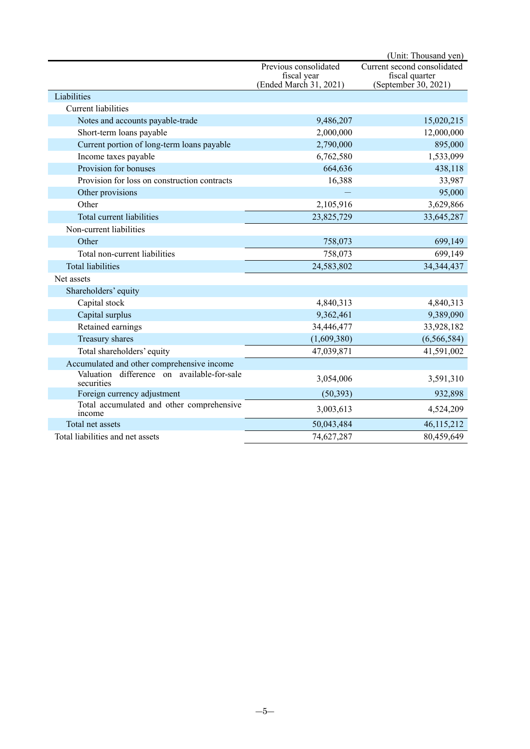(Unit: Thousand yen)

| | Previous consolidated fiscal year (Ended March 31, 2021) | Current second consolidated fiscal quarter (September 30, 2021) |
|---|---|---|
| Liabilities | | |
| Current liabilities | | |
| Notes and accounts payable-trade | 9,486,207 | 15,020,215 |
| Short-term loans payable | 2,000,000 | 12,000,000 |
| Current portion of long-term loans payable | 2,790,000 | 895,000 |
| Income taxes payable | 6,762,580 | 1,533,099 |
| Provision for bonuses | 664,636 | 438,118 |
| Provision for loss on construction contracts | 16,388 | 33,987 |
| Other provisions | — | 95,000 |
| Other | 2,105,916 | 3,629,866 |
| Total current liabilities | 23,825,729 | 33,645,287 |
| Non-current liabilities | | |
| Other | 758,073 | 699,149 |
| Total non-current liabilities | 758,073 | 699,149 |
| Total liabilities | 24,583,802 | 34,344,437 |
| Net assets | | |
| Shareholders' equity | | |
| Capital stock | 4,840,313 | 4,840,313 |
| Capital surplus | 9,362,461 | 9,389,090 |
| Retained earnings | 34,446,477 | 33,928,182 |
| Treasury shares | (1,609,380) | (6,566,584) |
| Total shareholders' equity | 47,039,871 | 41,591,002 |
| Accumulated and other comprehensive income | | |
| Valuation difference on available-for-sale securities | 3,054,006 | 3,591,310 |
| Foreign currency adjustment | (50,393) | 932,898 |
| Total accumulated and other comprehensive income | 3,003,613 | 4,524,209 |
| Total net assets | 50,043,484 | 46,115,212 |
| Total liabilities and net assets | 74,627,287 | 80,459,649 |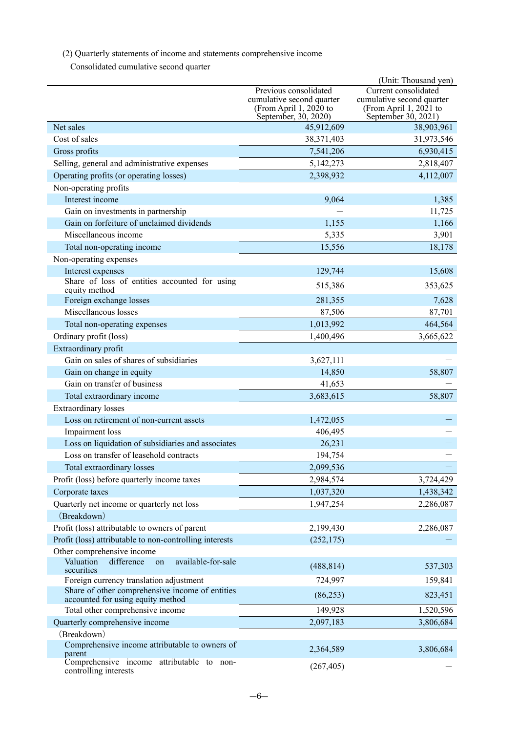(2) Quarterly statements of income and statements comprehensive income

Consolidated cumulative second quarter

(Unit: Thousand yen)

| | Previous consolidated cumulative second quarter (From April 1, 2020 to September, 30, 2020) | Current consolidated cumulative second quarter (From April 1, 2021 to September 30, 2021) |
|---|---|---|
| Net sales | 45,912,609 | 38,903,961 |
| Cost of sales | 38,371,403 | 31,973,546 |
| Gross profits | 7,541,206 | 6,930,415 |
| Selling, general and administrative expenses | 5,142,273 | 2,818,407 |
| Operating profits (or operating losses) | 2,398,932 | 4,112,007 |
| Non-operating profits | | |
| Interest income | 9,064 | 1,385 |
| Gain on investments in partnership | — | 11,725 |
| Gain on forfeiture of unclaimed dividends | 1,155 | 1,166 |
| Miscellaneous income | 5,335 | 3,901 |
| Total non-operating income | 15,556 | 18,178 |
| Non-operating expenses | | |
| Interest expenses | 129,744 | 15,608 |
| Share of loss of entities accounted for using equity method | 515,386 | 353,625 |
| Foreign exchange losses | 281,355 | 7,628 |
| Miscellaneous losses | 87,506 | 87,701 |
| Total non-operating expenses | 1,013,992 | 464,564 |
| Ordinary profit (loss) | 1,400,496 | 3,665,622 |
| Extraordinary profit | | |
| Gain on sales of shares of subsidiaries | 3,627,111 | — |
| Gain on change in equity | 14,850 | 58,807 |
| Gain on transfer of business | 41,653 | — |
| Total extraordinary income | 3,683,615 | 58,807 |
| Extraordinary losses | | |
| Loss on retirement of non-current assets | 1,472,055 | — |
| Impairment loss | 406,495 | — |
| Loss on liquidation of subsidiaries and associates | 26,231 | — |
| Loss on transfer of leasehold contracts | 194,754 | — |
| Total extraordinary losses | 2,099,536 | — |
| Profit (loss) before quarterly income taxes | 2,984,574 | 3,724,429 |
| Corporate taxes | 1,037,320 | 1,438,342 |
| Quarterly net income or quarterly net loss | 1,947,254 | 2,286,087 |
| (Breakdown) | | |
| Profit (loss) attributable to owners of parent | 2,199,430 | 2,286,087 |
| Profit (loss) attributable to non-controlling interests | (252,175) | — |
| Other comprehensive income | | |
| Valuation difference on available-for-sale securities | (488,814) | 537,303 |
| Foreign currency translation adjustment | 724,997 | 159,841 |
| Share of other comprehensive income of entities accounted for using equity method | (86,253) | 823,451 |
| Total other comprehensive income | 149,928 | 1,520,596 |
| Quarterly comprehensive income | 2,097,183 | 3,806,684 |
| (Breakdown) | | |
| Comprehensive income attributable to owners of parent | 2,364,589 | 3,806,684 |
| Comprehensive income attributable to non-controlling interests | (267,405) | — |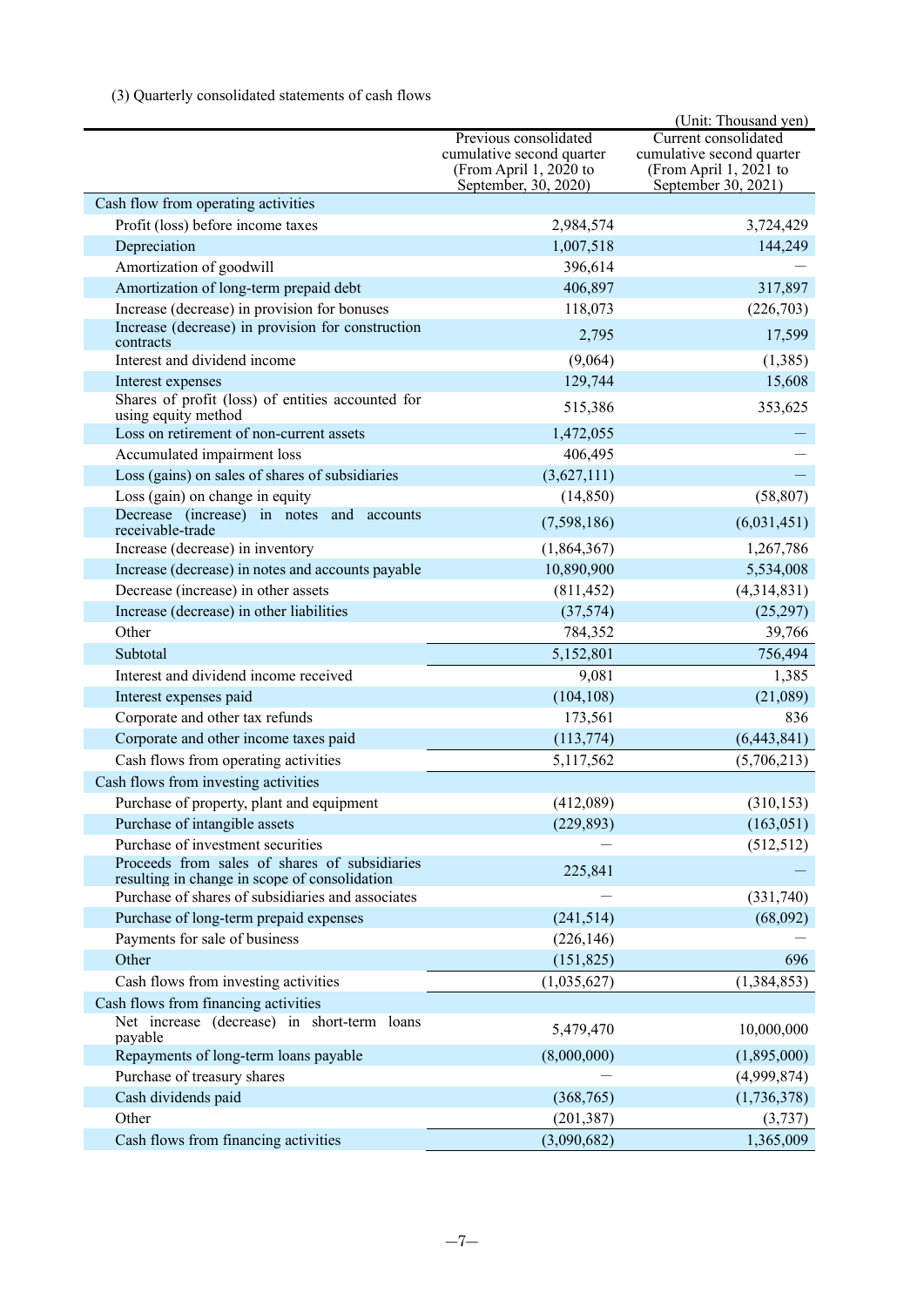(3) Quarterly consolidated statements of cash flows

(Unit: Thousand yen)

| | Previous consolidated cumulative second quarter (From April 1, 2020 to September, 30, 2020) | Current consolidated cumulative second quarter (From April 1, 2021 to September 30, 2021) |
|---|---|---|
| Cash flow from operating activities | | |
| Profit (loss) before income taxes | 2,984,574 | 3,724,429 |
| Depreciation | 1,007,518 | 144,249 |
| Amortization of goodwill | 396,614 | — |
| Amortization of long-term prepaid debt | 406,897 | 317,897 |
| Increase (decrease) in provision for bonuses | 118,073 | (226,703) |
| Increase (decrease) in provision for construction contracts | 2,795 | 17,599 |
| Interest and dividend income | (9,064) | (1,385) |
| Interest expenses | 129,744 | 15,608 |
| Shares of profit (loss) of entities accounted for using equity method | 515,386 | 353,625 |
| Loss on retirement of non-current assets | 1,472,055 | — |
| Accumulated impairment loss | 406,495 | — |
| Loss (gains) on sales of shares of subsidiaries | (3,627,111) | — |
| Loss (gain) on change in equity | (14,850) | (58,807) |
| Decrease (increase) in notes and accounts receivable-trade | (7,598,186) | (6,031,451) |
| Increase (decrease) in inventory | (1,864,367) | 1,267,786 |
| Increase (decrease) in notes and accounts payable | 10,890,900 | 5,534,008 |
| Decrease (increase) in other assets | (811,452) | (4,314,831) |
| Increase (decrease) in other liabilities | (37,574) | (25,297) |
| Other | 784,352 | 39,766 |
| Subtotal | 5,152,801 | 756,494 |
| Interest and dividend income received | 9,081 | 1,385 |
| Interest expenses paid | (104,108) | (21,089) |
| Corporate and other tax refunds | 173,561 | 836 |
| Corporate and other income taxes paid | (113,774) | (6,443,841) |
| Cash flows from operating activities | 5,117,562 | (5,706,213) |
| Cash flows from investing activities | | |
| Purchase of property, plant and equipment | (412,089) | (310,153) |
| Purchase of intangible assets | (229,893) | (163,051) |
| Purchase of investment securities | — | (512,512) |
| Proceeds from sales of shares of subsidiaries resulting in change in scope of consolidation | 225,841 | — |
| Purchase of shares of subsidiaries and associates | — | (331,740) |
| Purchase of long-term prepaid expenses | (241,514) | (68,092) |
| Payments for sale of business | (226,146) | — |
| Other | (151,825) | 696 |
| Cash flows from investing activities | (1,035,627) | (1,384,853) |
| Cash flows from financing activities | | |
| Net increase (decrease) in short-term loans payable | 5,479,470 | 10,000,000 |
| Repayments of long-term loans payable | (8,000,000) | (1,895,000) |
| Purchase of treasury shares | — | (4,999,874) |
| Cash dividends paid | (368,765) | (1,736,378) |
| Other | (201,387) | (3,737) |
| Cash flows from financing activities | (3,090,682) | 1,365,009 |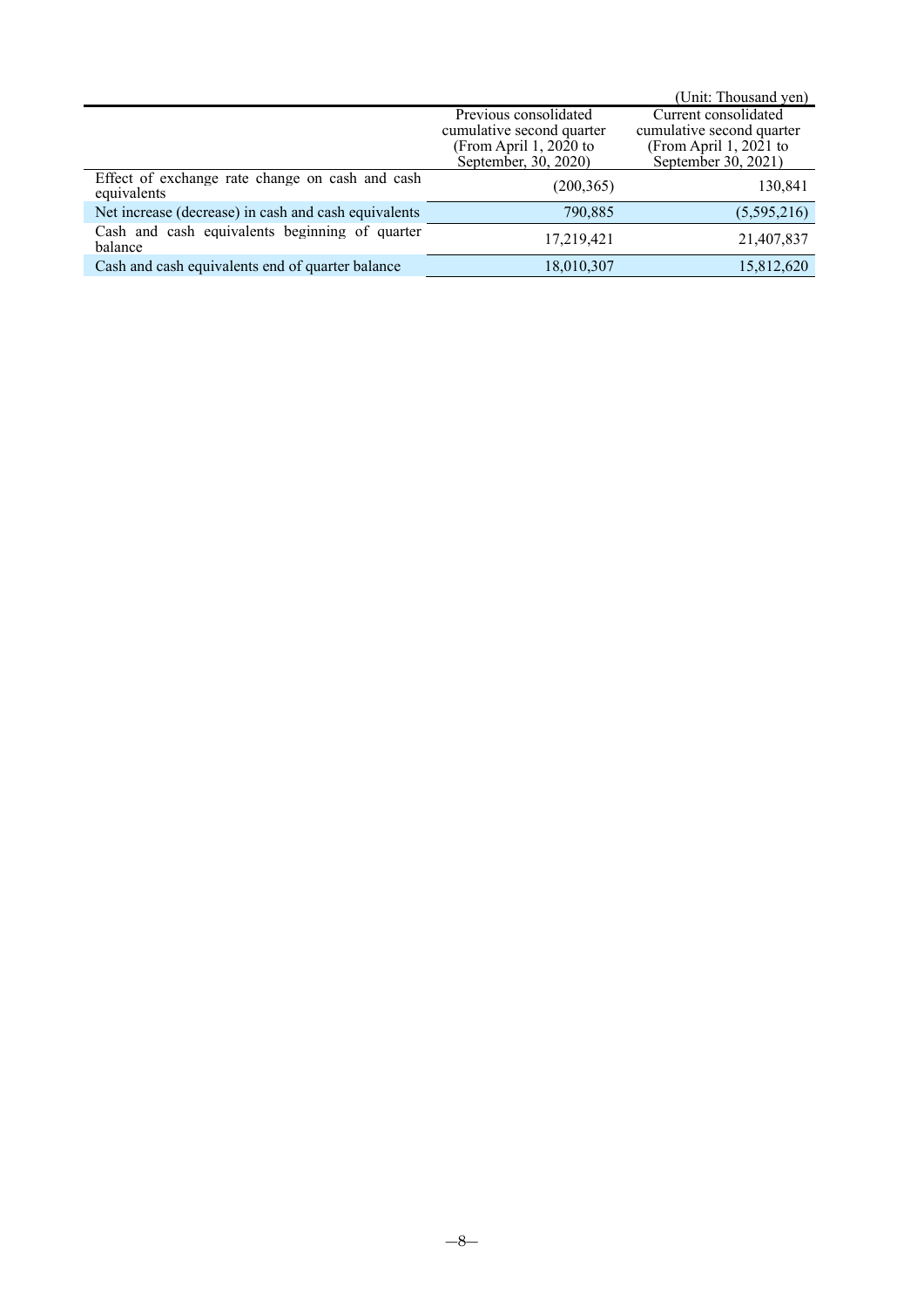(Unit: Thousand yen)

| | Previous consolidated cumulative second quarter (From April 1, 2020 to September, 30, 2020) | Current consolidated cumulative second quarter (From April 1, 2021 to September 30, 2021) |
|---|---|---|
| Effect of exchange rate change on cash and cash equivalents | (200,365) | 130,841 |
| Net increase (decrease) in cash and cash equivalents | 790,885 | (5,595,216) |
| Cash and cash equivalents beginning of quarter balance | 17,219,421 | 21,407,837 |
| Cash and cash equivalents end of quarter balance | 18,010,307 | 15,812,620 |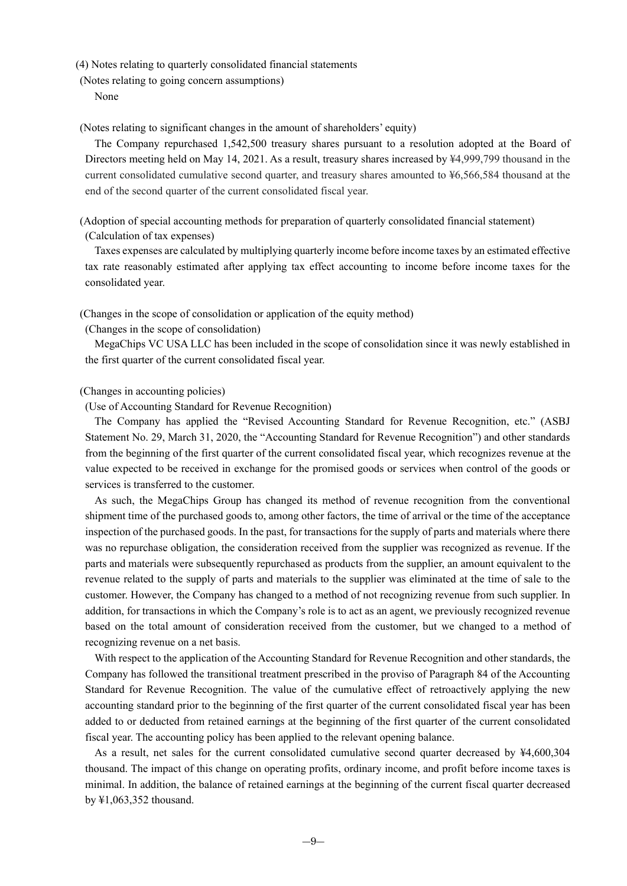(4) Notes relating to quarterly consolidated financial statements

(Notes relating to going concern assumptions)

None

(Notes relating to significant changes in the amount of shareholders' equity)

The Company repurchased 1,542,500 treasury shares pursuant to a resolution adopted at the Board of Directors meeting held on May 14, 2021. As a result, treasury shares increased by ¥4,999,799 thousand in the current consolidated cumulative second quarter, and treasury shares amounted to ¥6,566,584 thousand at the end of the second quarter of the current consolidated fiscal year.

(Adoption of special accounting methods for preparation of quarterly consolidated financial statement)

(Calculation of tax expenses)

Taxes expenses are calculated by multiplying quarterly income before income taxes by an estimated effective tax rate reasonably estimated after applying tax effect accounting to income before income taxes for the consolidated year.

(Changes in the scope of consolidation or application of the equity method)

(Changes in the scope of consolidation)

MegaChips VC USA LLC has been included in the scope of consolidation since it was newly established in the first quarter of the current consolidated fiscal year.

(Changes in accounting policies)

(Use of Accounting Standard for Revenue Recognition)

The Company has applied the "Revised Accounting Standard for Revenue Recognition, etc." (ASBJ Statement No. 29, March 31, 2020, the "Accounting Standard for Revenue Recognition") and other standards from the beginning of the first quarter of the current consolidated fiscal year, which recognizes revenue at the value expected to be received in exchange for the promised goods or services when control of the goods or services is transferred to the customer.

As such, the MegaChips Group has changed its method of revenue recognition from the conventional shipment time of the purchased goods to, among other factors, the time of arrival or the time of the acceptance inspection of the purchased goods. In the past, for transactions for the supply of parts and materials where there was no repurchase obligation, the consideration received from the supplier was recognized as revenue. If the parts and materials were subsequently repurchased as products from the supplier, an amount equivalent to the revenue related to the supply of parts and materials to the supplier was eliminated at the time of sale to the customer. However, the Company has changed to a method of not recognizing revenue from such supplier. In addition, for transactions in which the Company's role is to act as an agent, we previously recognized revenue based on the total amount of consideration received from the customer, but we changed to a method of recognizing revenue on a net basis.

With respect to the application of the Accounting Standard for Revenue Recognition and other standards, the Company has followed the transitional treatment prescribed in the proviso of Paragraph 84 of the Accounting Standard for Revenue Recognition. The value of the cumulative effect of retroactively applying the new accounting standard prior to the beginning of the first quarter of the current consolidated fiscal year has been added to or deducted from retained earnings at the beginning of the first quarter of the current consolidated fiscal year. The accounting policy has been applied to the relevant opening balance.

As a result, net sales for the current consolidated cumulative second quarter decreased by ¥4,600,304 thousand. The impact of this change on operating profits, ordinary income, and profit before income taxes is minimal. In addition, the balance of retained earnings at the beginning of the current fiscal quarter decreased by ¥1,063,352 thousand.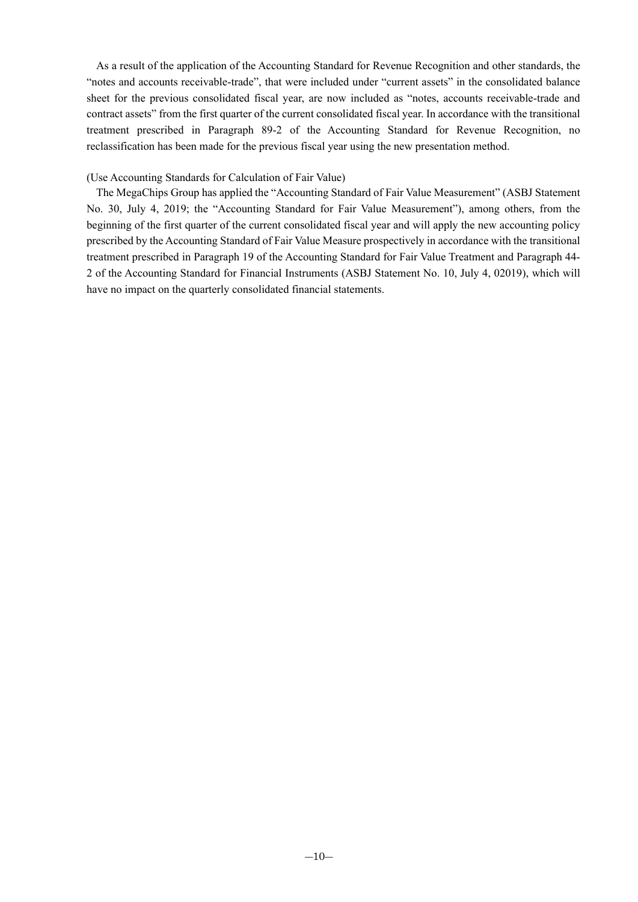As a result of the application of the Accounting Standard for Revenue Recognition and other standards, the "notes and accounts receivable-trade", that were included under "current assets" in the consolidated balance sheet for the previous consolidated fiscal year, are now included as "notes, accounts receivable-trade and contract assets" from the first quarter of the current consolidated fiscal year. In accordance with the transitional treatment prescribed in Paragraph 89-2 of the Accounting Standard for Revenue Recognition, no reclassification has been made for the previous fiscal year using the new presentation method.

(Use Accounting Standards for Calculation of Fair Value)

The MegaChips Group has applied the "Accounting Standard of Fair Value Measurement" (ASBJ Statement No. 30, July 4, 2019; the "Accounting Standard for Fair Value Measurement"), among others, from the beginning of the first quarter of the current consolidated fiscal year and will apply the new accounting policy prescribed by the Accounting Standard of Fair Value Measure prospectively in accordance with the transitional treatment prescribed in Paragraph 19 of the Accounting Standard for Fair Value Treatment and Paragraph 44-2 of the Accounting Standard for Financial Instruments (ASBJ Statement No. 10, July 4, 02019), which will have no impact on the quarterly consolidated financial statements.